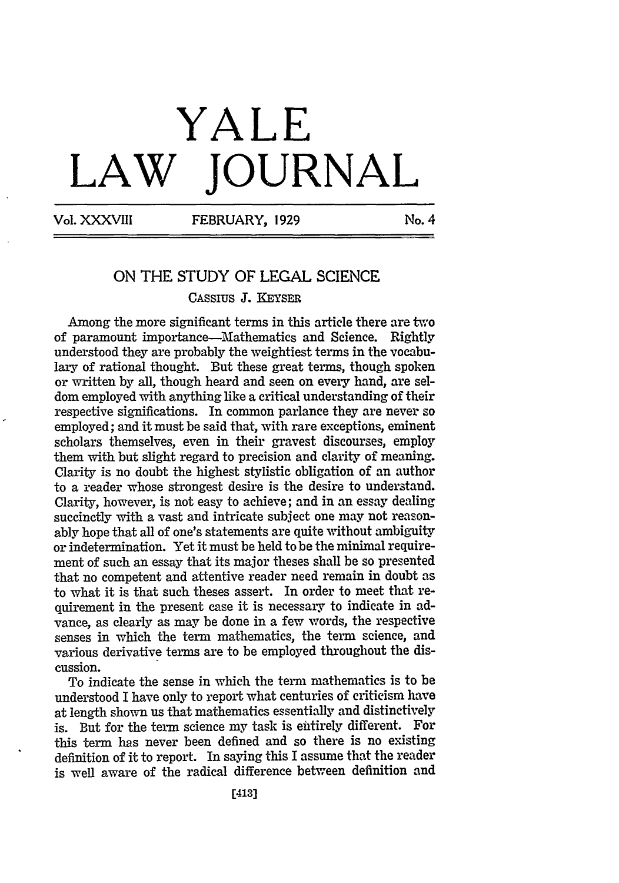# YALE LAW JOURNAL

Vol. XXXVIII FEBRUARY, 1929 No. 4

## ON THE STUDY OF LEGAL SCIENCE

CASSIUS J. KEYSER

Among the more significant terms in this article there are two of paramount importance—Mathematics and Science. Rightly understood they are probably the weightiest terms in the vocabulary of rational thought. But these great terms, though spoken or written by all, though heard and seen on every hand, are seldom employed with anything like a critical understanding of their respective significations. In common parlance they are never so employed; and it must be said that, with rare exceptions, eminent scholars themselves, even in their gravest discourses, employ them with but slight regard to precision and clarity of meaning. Clarity is no doubt the highest stylistic obligation of an author to a reader whose strongest desire is the desire to understand. Clarity, however, is not easy to achieve; and in an essay dealing succinctly with a vast and intricate subject one may not reasonably hope that all of one's statements are quite without ambiguity or indetermination. Yet it must be held to be the minimal requirement of such an essay that its major theses shall be so presented that no competent and attentive reader need remain in doubt as to what it is that such theses assert. In order to meet that requirement in the present case it is necessary to indicate in advance, as clearly as may be done in a few words, the respective senses in which the term mathematics, the term science, and various derivative terms are to be employed throughout the discussion.

To indicate the sense in which the term mathematics is to be understood I have only to report what centuries of criticism have at length shown us that mathematics essentially and distinctively is. But for the term science my task is entirely different. For this term has never been defined and so there is no existing definition of it to report. In saying this I assume that the reader is well aware of the radical difference between definition and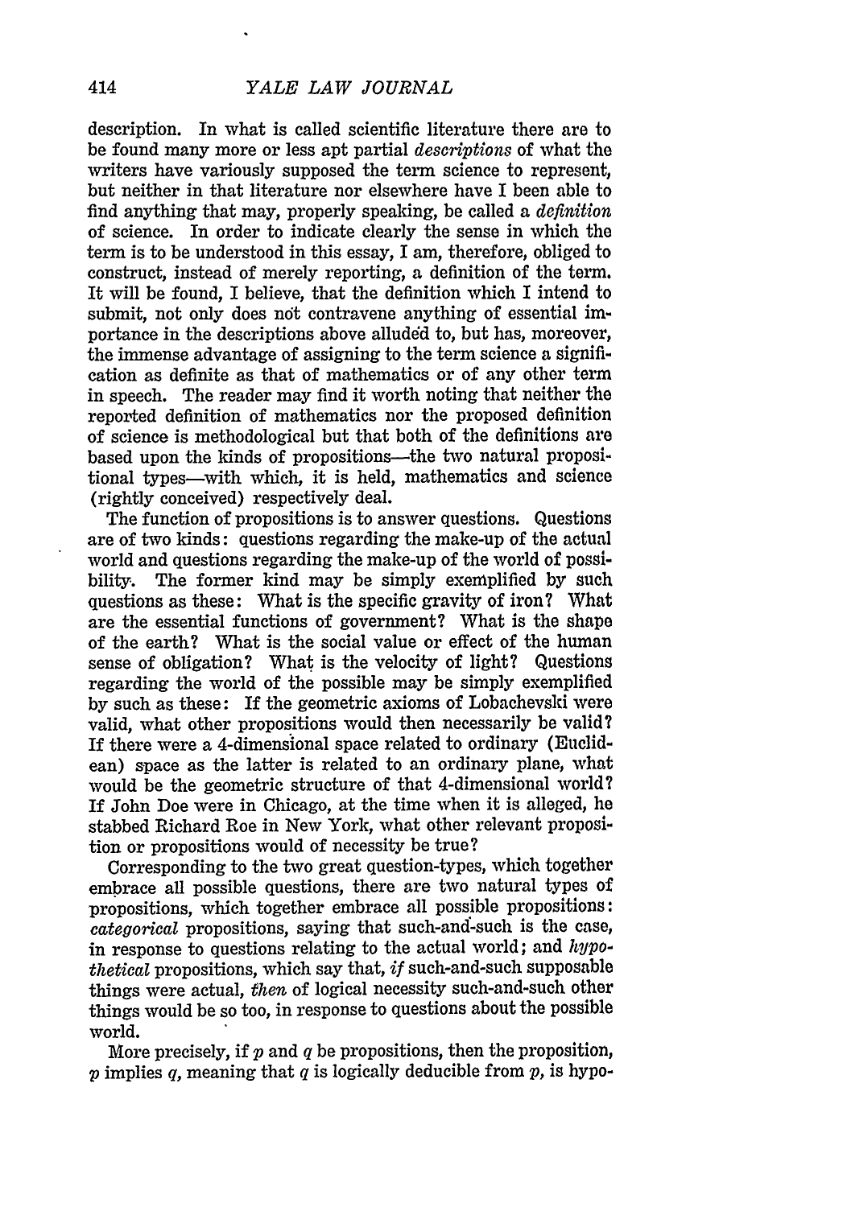description. In what is called scientific literature there are to be found many more or less apt partial *descriptions* of what the writers have variously supposed the term science to represent, but neither in that literature nor elsewhere have I been able to find anything that may, properly speaking, be called a *definition* of science. In order to indicate clearly the sense in which the term is to be understood in this essay, I am, therefore, obliged to construct, instead of merely reporting, a definition of the term. It will be found, I believe, that the definition which I intend to submit, not only does not contravene anything of essential importance in the descriptions above alluded to, but has, moreover, the immense advantage of assigning to the term science a signification as definite as that of mathematics or of any other term in speech. The reader may find it worth noting that neither the reported definition of mathematics nor the proposed definition of science is methodological but that both of the definitions are based upon the kinds of propositions—the two natural propositional types—with which, it is held, mathematics and science (rightly conceived) respectively deal.

The function of propositions is to answer questions. Questions are of two kinds: questions regarding the make-up of the actual world and questions regarding the make-up of the world of possibility. The former kind may be simply exemplified by such questions as these: What is the specific gravity of iron? What are the essential functions of government? What is the shape of the earth? What is the social value or effect of the human sense of obligation? What is the velocity of light? Questions regarding the world of the possible may be simply exemplified by such as these: If the geometric axioms of Lobachevski were valid, what other propositions would then necessarily be valid? If there were a 4-dimensional space related to ordinary (Euclidean) space as the latter is related to an ordinary plane, what would be the geometric structure of that 4-dimensional world? If John Doe were in Chicago, at the time when it is alleged, he stabbed Richard Roe in New York, what other relevant proposition or propositions would of necessity be true?

Corresponding to the two great question-types, which together embrace all possible questions, there are two natural types of propositions, which together embrace all possible propositions: *categorical* propositions, saying that such-and-such is the case, in response to questions relating to the actual world; and *hypothetical* propositions, which say that, *if* such-and-such supposable things were actual, *then* of logical necessity such-and-such other things would be so too, in response to questions about the possible world.

More precisely, if $p$ and $q$ be propositions, then the proposition, $p$ implies $q$, meaning that $q$ is logically deducible from $p$, is hypo-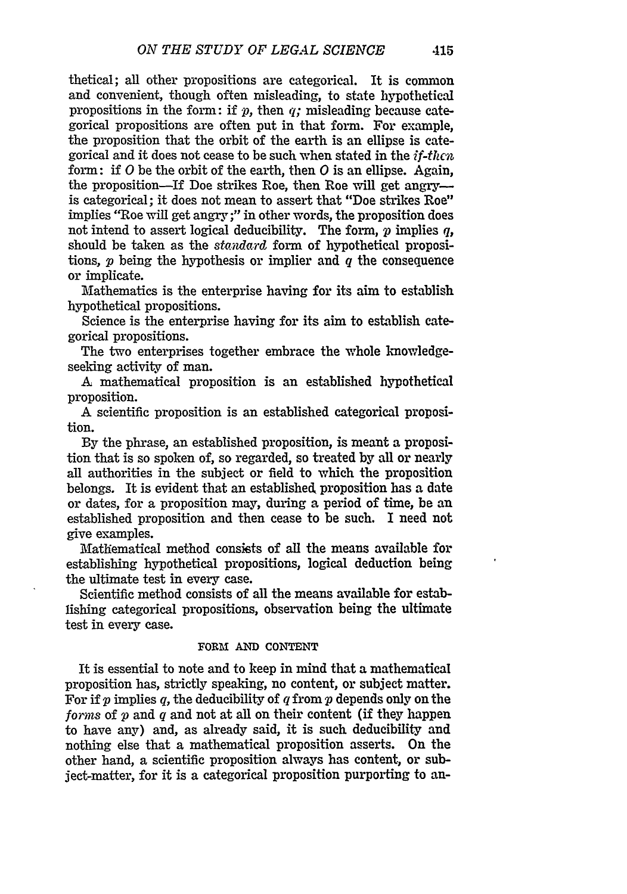thetical; all other propositions are categorical. It is common and convenient, though often misleading, to state hypothetical propositions in the form: if $p$, then $q$; misleading because categorical propositions are often put in that form. For example, the proposition that the orbit of the earth is an ellipse is categorical and it does not cease to be such when stated in the *if-then* form: if $O$ be the orbit of the earth, then $O$ is an ellipse. Again, the proposition—If Doe strikes Roe, then Roe will get angry—is categorical; it does not mean to assert that "Doe strikes Roe" implies "Roe will get angry;" in other words, the proposition does not intend to assert logical deducibility. The form, $p$ implies $q$, should be taken as the *standard* form of hypothetical propositions, $p$ being the hypothesis or implier and $q$ the consequence or implicate.

Mathematics is the enterprise having for its aim to establish hypothetical propositions.

Science is the enterprise having for its aim to establish categorical propositions.

The two enterprises together embrace the whole knowledge-seeking activity of man.

A mathematical proposition is an established hypothetical proposition.

A scientific proposition is an established categorical proposition.

By the phrase, an established proposition, is meant a proposition that is so spoken of, so regarded, so treated by all or nearly all authorities in the subject or field to which the proposition belongs. It is evident that an established proposition has a date or dates, for a proposition may, during a period of time, be an established proposition and then cease to be such. I need not give examples.

Mathematical method consists of all the means available for establishing hypothetical propositions, logical deduction being the ultimate test in every case.

Scientific method consists of all the means available for establishing categorical propositions, observation being the ultimate test in every case.

## FORM AND CONTENT

It is essential to note and to keep in mind that a mathematical proposition has, strictly speaking, no content, or subject matter. For if $p$ implies $q$, the deducibility of $q$ from $p$ depends only on the *forms* of $p$ and $q$ and not at all on their content (if they happen to have any) and, as already said, it is such deducibility and nothing else that a mathematical proposition asserts. On the other hand, a scientific proposition always has content, or subject-matter, for it is a categorical proposition purporting to an-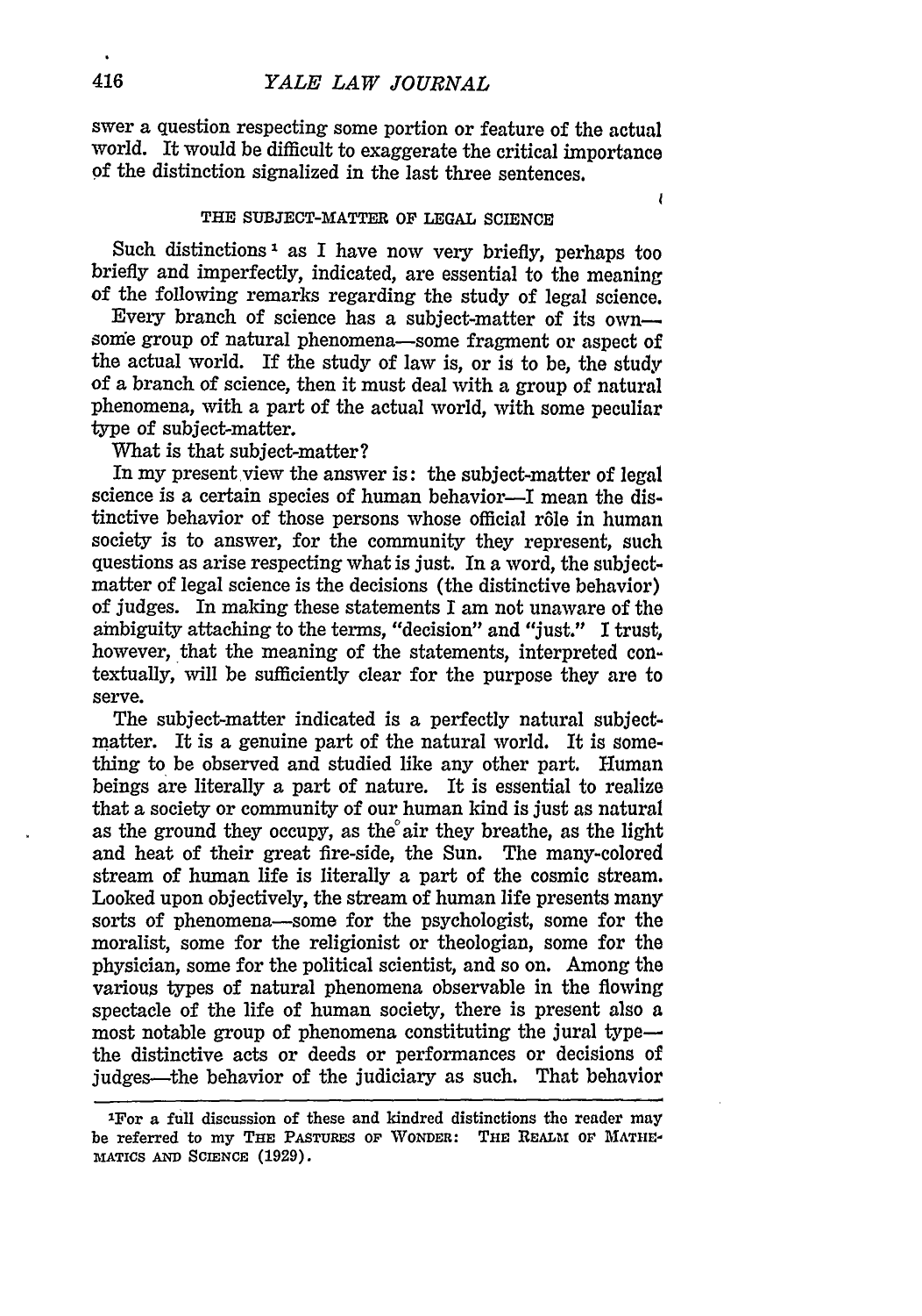swer a question respecting some portion or feature of the actual world. It would be difficult to exaggerate the critical importance of the distinction signalized in the last three sentences.

## THE SUBJECT-MATTER OF LEGAL SCIENCE

Such distinctions [1] as I have now very briefly, perhaps too briefly and imperfectly, indicated, are essential to the meaning of the following remarks regarding the study of legal science.

Every branch of science has a subject-matter of its own—some group of natural phenomena—some fragment or aspect of the actual world. If the study of law is, or is to be, the study of a branch of science, then it must deal with a group of natural phenomena, with a part of the actual world, with some peculiar type of subject-matter.

What is that subject-matter?

In my present view the answer is: the subject-matter of legal science is a certain species of human behavior—I mean the distinctive behavior of those persons whose official rôle in human society is to answer, for the community they represent, such questions as arise respecting what is just. In a word, the subject-matter of legal science is the decisions (the distinctive behavior) of judges. In making these statements I am not unaware of the ambiguity attaching to the terms, "decision" and "just." I trust, however, that the meaning of the statements, interpreted contextually, will be sufficiently clear for the purpose they are to serve.

The subject-matter indicated is a perfectly natural subject-matter. It is a genuine part of the natural world. It is something to be observed and studied like any other part. Human beings are literally a part of nature. It is essential to realize that a society or community of our human kind is just as natural as the ground they occupy, as the air they breathe, as the light and heat of their great fire-side, the Sun. The many-colored stream of human life is literally a part of the cosmic stream. Looked upon objectively, the stream of human life presents many sorts of phenomena—some for the psychologist, some for the moralist, some for the religionist or theologian, some for the physician, some for the political scientist, and so on. Among the various types of natural phenomena observable in the flowing spectacle of the life of human society, there is present also a most notable group of phenomena constituting the jural type—the distinctive acts or deeds or performances or decisions of judges—the behavior of the judiciary as such. That behavior

---

[1] For a full discussion of these and kindred distinctions the reader may be referred to my THE PASTURES OF WONDER: THE REALM OF MATHEMATICS AND SCIENCE (1929).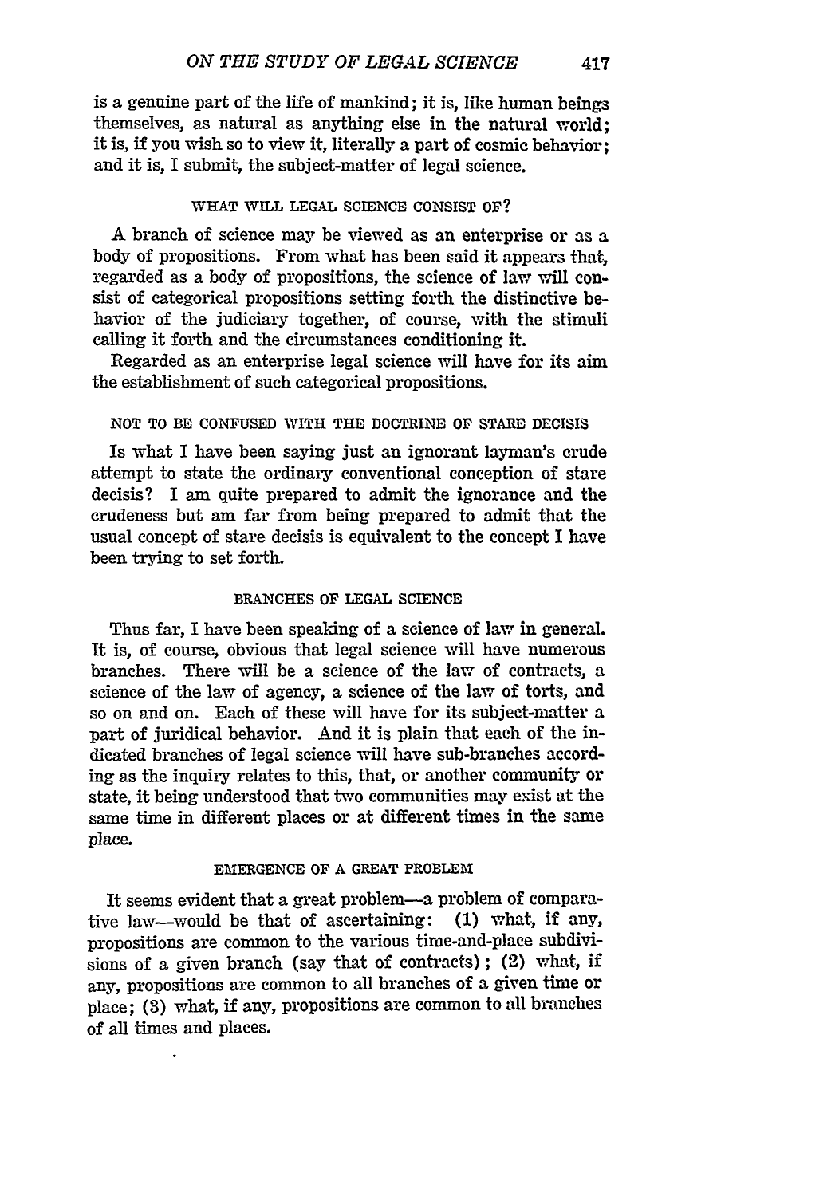is a genuine part of the life of mankind; it is, like human beings themselves, as natural as anything else in the natural world; it is, if you wish so to view it, literally a part of cosmic behavior; and it is, I submit, the subject-matter of legal science.

### WHAT WILL LEGAL SCIENCE CONSIST OF?

A branch of science may be viewed as an enterprise or as a body of propositions. From what has been said it appears that, regarded as a body of propositions, the science of law will consist of categorical propositions setting forth the distinctive behavior of the judiciary together, of course, with the stimuli calling it forth and the circumstances conditioning it.

Regarded as an enterprise legal science will have for its aim the establishment of such categorical propositions.

### NOT TO BE CONFUSED WITH THE DOCTRINE OF STARE DECISIS

Is what I have been saying just an ignorant layman's crude attempt to state the ordinary conventional conception of stare decisis? I am quite prepared to admit the ignorance and the crudeness but am far from being prepared to admit that the usual concept of stare decisis is equivalent to the concept I have been trying to set forth.

### BRANCHES OF LEGAL SCIENCE

Thus far, I have been speaking of a science of law in general. It is, of course, obvious that legal science will have numerous branches. There will be a science of the law of contracts, a science of the law of agency, a science of the law of torts, and so on and on. Each of these will have for its subject-matter a part of juridical behavior. And it is plain that each of the indicated branches of legal science will have sub-branches according as the inquiry relates to this, that, or another community or state, it being understood that two communities may exist at the same time in different places or at different times in the same place.

### EMERGENCE OF A GREAT PROBLEM

It seems evident that a great problem—a problem of comparative law—would be that of ascertaining: (1) what, if any, propositions are common to the various time-and-place subdivisions of a given branch (say that of contracts); (2) what, if any, propositions are common to all branches of a given time or place; (3) what, if any, propositions are common to all branches of all times and places.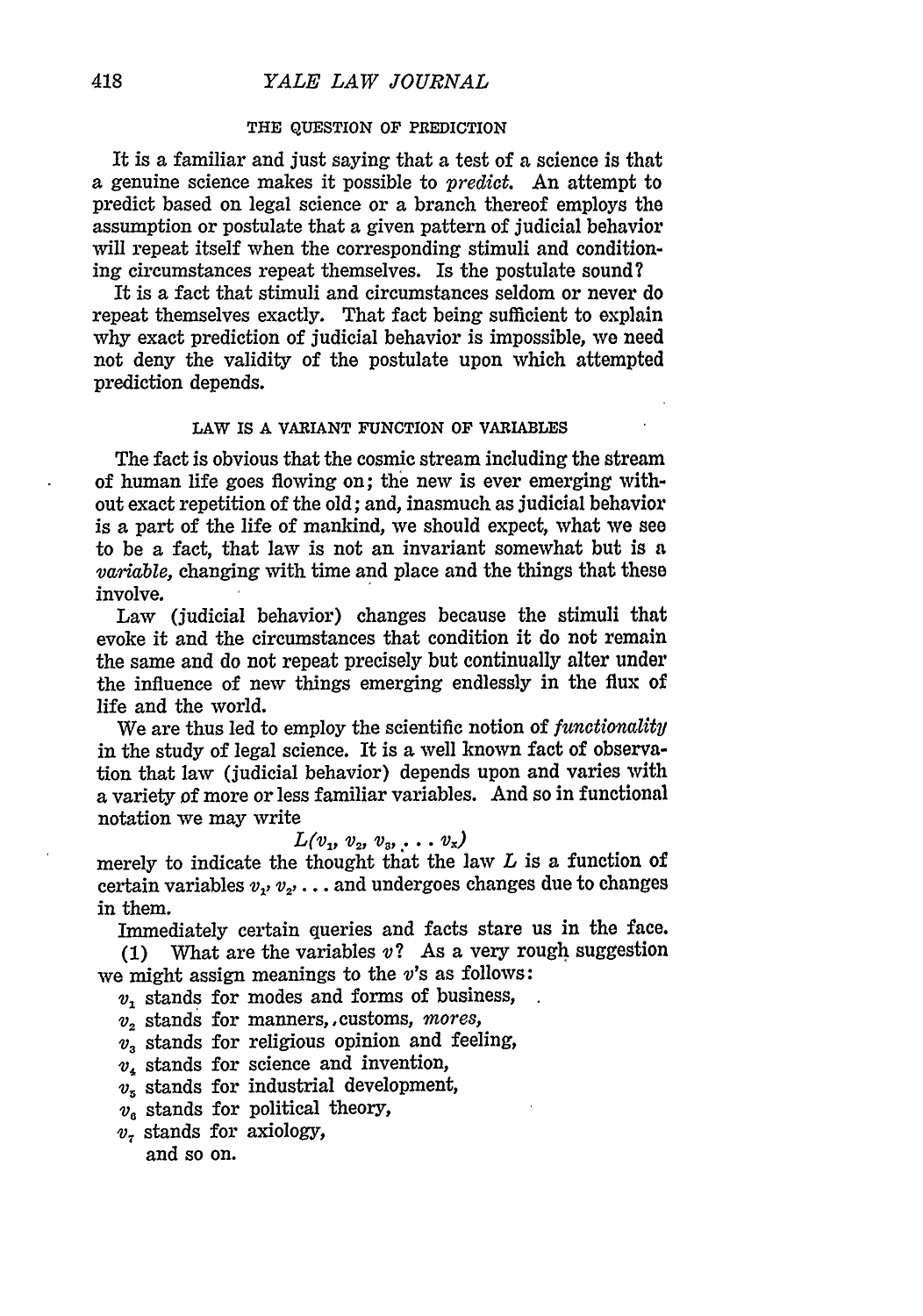### THE QUESTION OF PREDICTION

It is a familiar and just saying that a test of a science is that a genuine science makes it possible to *predict*. An attempt to predict based on legal science or a branch thereof employs the assumption or postulate that a given pattern of judicial behavior will repeat itself when the corresponding stimuli and conditioning circumstances repeat themselves. Is the postulate sound?

It is a fact that stimuli and circumstances seldom or never do repeat themselves exactly. That fact being sufficient to explain why exact prediction of judicial behavior is impossible, we need not deny the validity of the postulate upon which attempted prediction depends.

### LAW IS A VARIANT FUNCTION OF VARIABLES

The fact is obvious that the cosmic stream including the stream of human life goes flowing on; the new is ever emerging without exact repetition of the old; and, inasmuch as judicial behavior is a part of the life of mankind, we should expect, what we see to be a fact, that law is not an invariant somewhat but is a *variable*, changing with time and place and the things that these involve.

Law (judicial behavior) changes because the stimuli that evoke it and the circumstances that condition it do not remain the same and do not repeat precisely but continually alter under the influence of new things emerging endlessly in the flux of life and the world.

We are thus led to employ the scientific notion of *functionality* in the study of legal science. It is a well known fact of observation that law (judicial behavior) depends upon and varies with a variety of more or less familiar variables. And so in functional notation we may write

$$L(v_1, v_2, v_3, \ldots v_x)$$

merely to indicate the thought that the law $L$ is a function of certain variables $v_1, v_2, \ldots$ and undergoes changes due to changes in them.

Immediately certain queries and facts stare us in the face.

(1) What are the variables $v$? As a very rough suggestion we might assign meanings to the $v$'s as follows:

$v_1$ stands for modes and forms of business,
$v_2$ stands for manners, customs, *mores*,
$v_3$ stands for religious opinion and feeling,
$v_4$ stands for science and invention,
$v_5$ stands for industrial development,
$v_6$ stands for political theory,
$v_7$ stands for axiology,
and so on.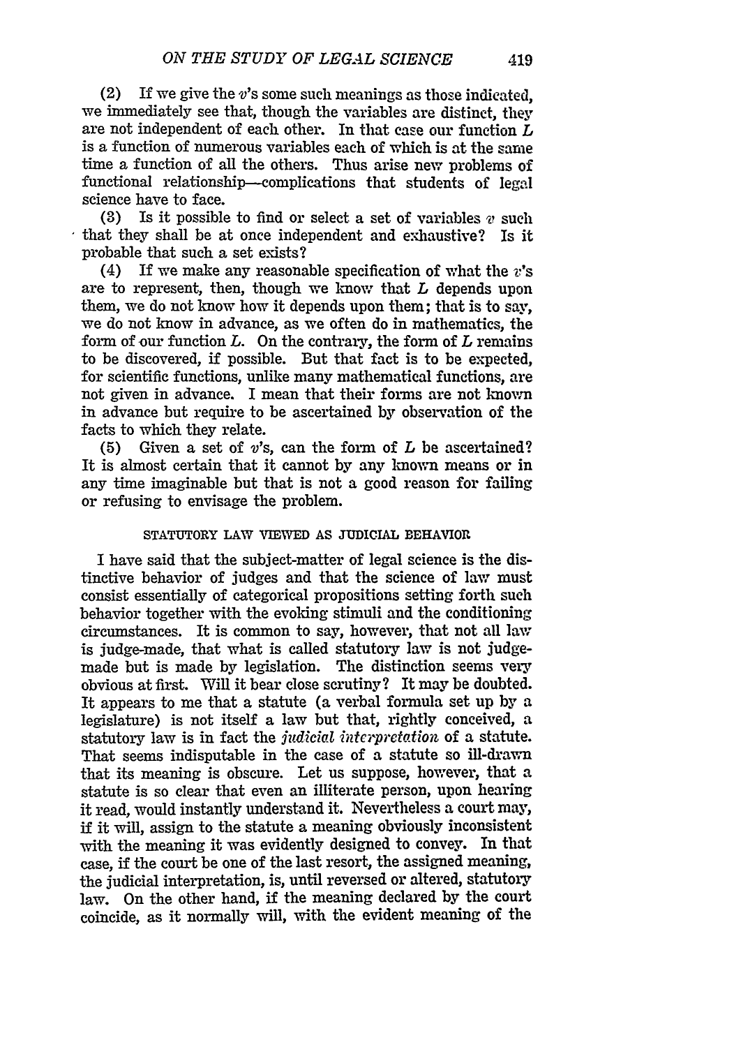(2) If we give the $v$'s some such meanings as those indicated, we immediately see that, though the variables are distinct, they are not independent of each other. In that case our function $L$ is a function of numerous variables each of which is at the same time a function of all the others. Thus arise new problems of functional relationship—complications that students of legal science have to face.

(3) Is it possible to find or select a set of variables $v$ such that they shall be at once independent and exhaustive? Is it probable that such a set exists?

(4) If we make any reasonable specification of what the $v$'s are to represent, then, though we know that $L$ depends upon them, we do not know how it depends upon them; that is to say, we do not know in advance, as we often do in mathematics, the form of our function $L$. On the contrary, the form of $L$ remains to be discovered, if possible. But that fact is to be expected, for scientific functions, unlike many mathematical functions, are not given in advance. I mean that their forms are not known in advance but require to be ascertained by observation of the facts to which they relate.

(5) Given a set of $v$'s, can the form of $L$ be ascertained? It is almost certain that it cannot by any known means or in any time imaginable but that is not a good reason for failing or refusing to envisage the problem.

## STATUTORY LAW VIEWED AS JUDICIAL BEHAVIOR

I have said that the subject-matter of legal science is the distinctive behavior of judges and that the science of law must consist essentially of categorical propositions setting forth such behavior together with the evoking stimuli and the conditioning circumstances. It is common to say, however, that not all law is judge-made, that what is called statutory law is not judge-made but is made by legislation. The distinction seems very obvious at first. Will it bear close scrutiny? It may be doubted. It appears to me that a statute (a verbal formula set up by a legislature) is not itself a law but that, rightly conceived, a statutory law is in fact the *judicial interpretation* of a statute. That seems indisputable in the case of a statute so ill-drawn that its meaning is obscure. Let us suppose, however, that a statute is so clear that even an illiterate person, upon hearing it read, would instantly understand it. Nevertheless a court may, if it will, assign to the statute a meaning obviously inconsistent with the meaning it was evidently designed to convey. In that case, if the court be one of the last resort, the assigned meaning, the judicial interpretation, is, until reversed or altered, statutory law. On the other hand, if the meaning declared by the court coincide, as it normally will, with the evident meaning of the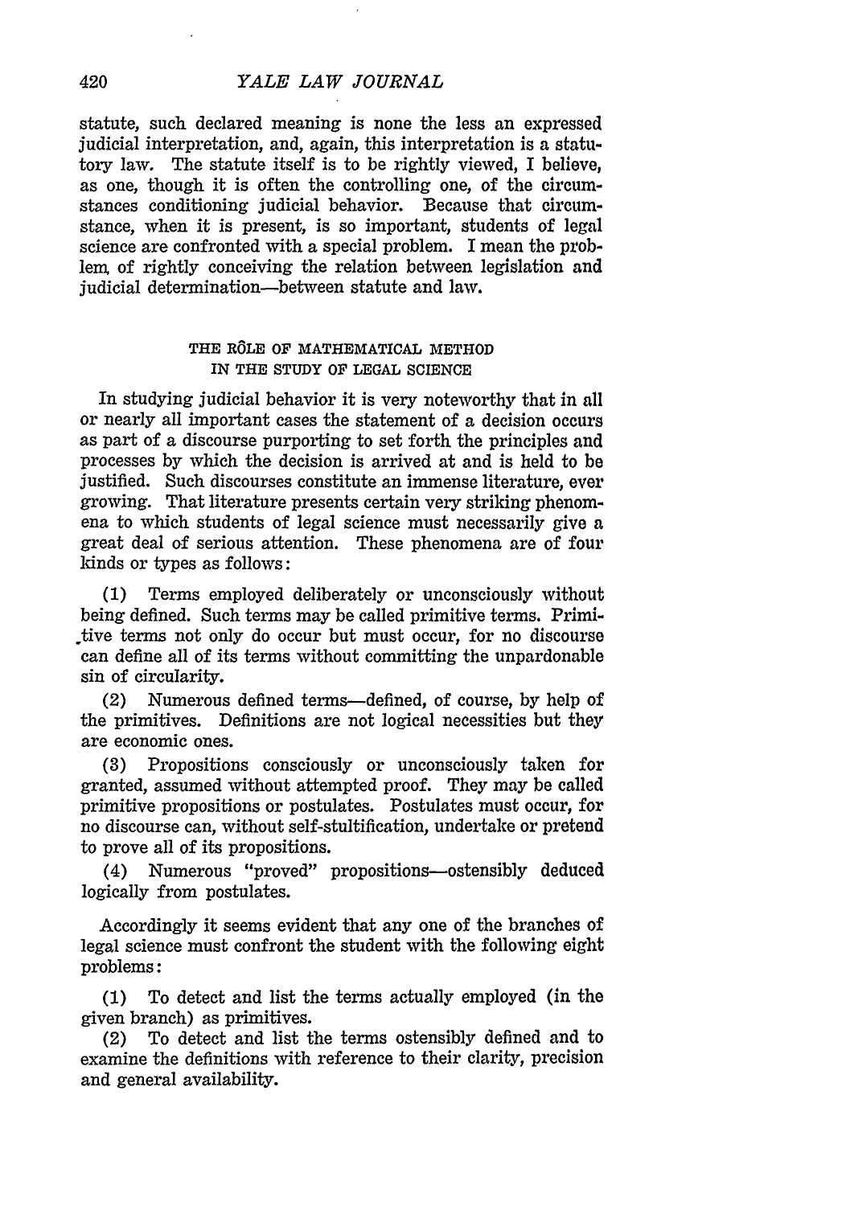statute, such declared meaning is none the less an expressed judicial interpretation, and, again, this interpretation is a statutory law. The statute itself is to be rightly viewed, I believe, as one, though it is often the controlling one, of the circumstances conditioning judicial behavior. Because that circumstance, when it is present, is so important, students of legal science are confronted with a special problem. I mean the problem of rightly conceiving the relation between legislation and judicial determination—between statute and law.

## THE RÔLE OF MATHEMATICAL METHOD IN THE STUDY OF LEGAL SCIENCE

In studying judicial behavior it is very noteworthy that in all or nearly all important cases the statement of a decision occurs as part of a discourse purporting to set forth the principles and processes by which the decision is arrived at and is held to be justified. Such discourses constitute an immense literature, ever growing. That literature presents certain very striking phenomena to which students of legal science must necessarily give a great deal of serious attention. These phenomena are of four kinds or types as follows:

(1) Terms employed deliberately or unconsciously without being defined. Such terms may be called primitive terms. Primitive terms not only do occur but must occur, for no discourse can define all of its terms without committing the unpardonable sin of circularity.

(2) Numerous defined terms—defined, of course, by help of the primitives. Definitions are not logical necessities but they are economic ones.

(3) Propositions consciously or unconsciously taken for granted, assumed without attempted proof. They may be called primitive propositions or postulates. Postulates must occur, for no discourse can, without self-stultification, undertake or pretend to prove all of its propositions.

(4) Numerous "proved" propositions—ostensibly deduced logically from postulates.

Accordingly it seems evident that any one of the branches of legal science must confront the student with the following eight problems:

(1) To detect and list the terms actually employed (in the given branch) as primitives.

(2) To detect and list the terms ostensibly defined and to examine the definitions with reference to their clarity, precision and general availability.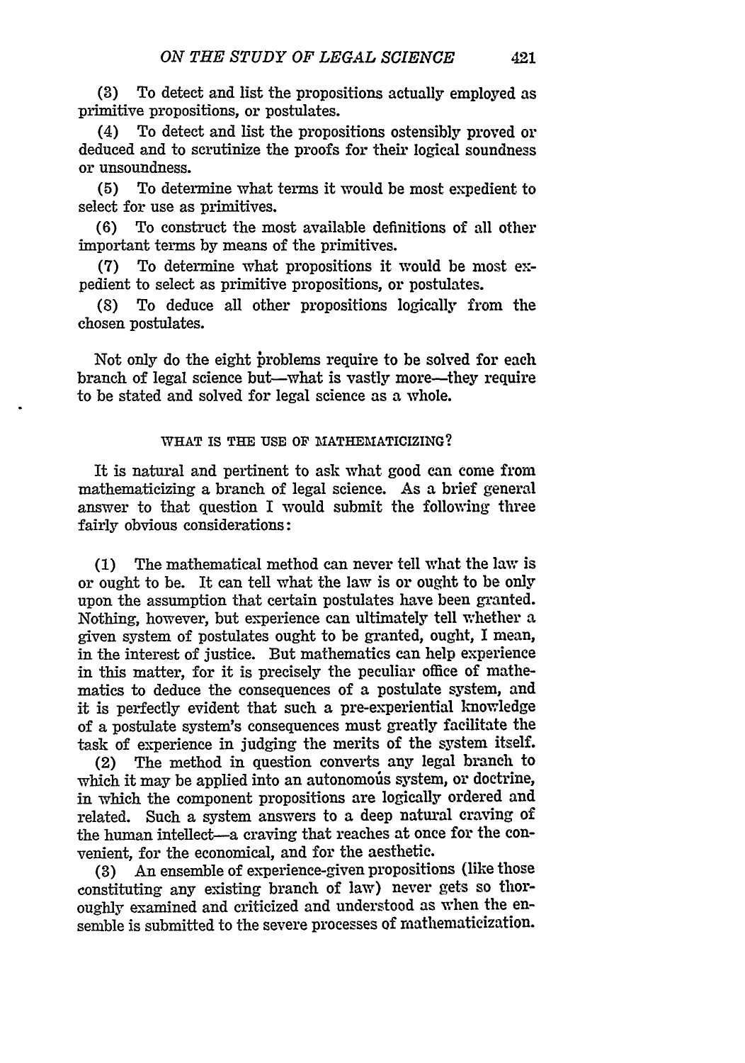(3) To detect and list the propositions actually employed as primitive propositions, or postulates.

(4) To detect and list the propositions ostensibly proved or deduced and to scrutinize the proofs for their logical soundness or unsoundness.

(5) To determine what terms it would be most expedient to select for use as primitives.

(6) To construct the most available definitions of all other important terms by means of the primitives.

(7) To determine what propositions it would be most expedient to select as primitive propositions, or postulates.

(8) To deduce all other propositions logically from the chosen postulates.

Not only do the eight problems require to be solved for each branch of legal science but—what is vastly more—they require to be stated and solved for legal science as a whole.

### WHAT IS THE USE OF MATHEMATICIZING?

It is natural and pertinent to ask what good can come from mathematicizing a branch of legal science. As a brief general answer to that question I would submit the following three fairly obvious considerations:

(1) The mathematical method can never tell what the law is or ought to be. It can tell what the law is or ought to be only upon the assumption that certain postulates have been granted. Nothing, however, but experience can ultimately tell whether a given system of postulates ought to be granted, ought, I mean, in the interest of justice. But mathematics can help experience in this matter, for it is precisely the peculiar office of mathematics to deduce the consequences of a postulate system, and it is perfectly evident that such a pre-experiential knowledge of a postulate system's consequences must greatly facilitate the task of experience in judging the merits of the system itself.

(2) The method in question converts any legal branch to which it may be applied into an autonomous system, or doctrine, in which the component propositions are logically ordered and related. Such a system answers to a deep natural craving of the human intellect—a craving that reaches at once for the convenient, for the economical, and for the aesthetic.

(3) An ensemble of experience-given propositions (like those constituting any existing branch of law) never gets so thoroughly examined and criticized and understood as when the ensemble is submitted to the severe processes of mathematicization.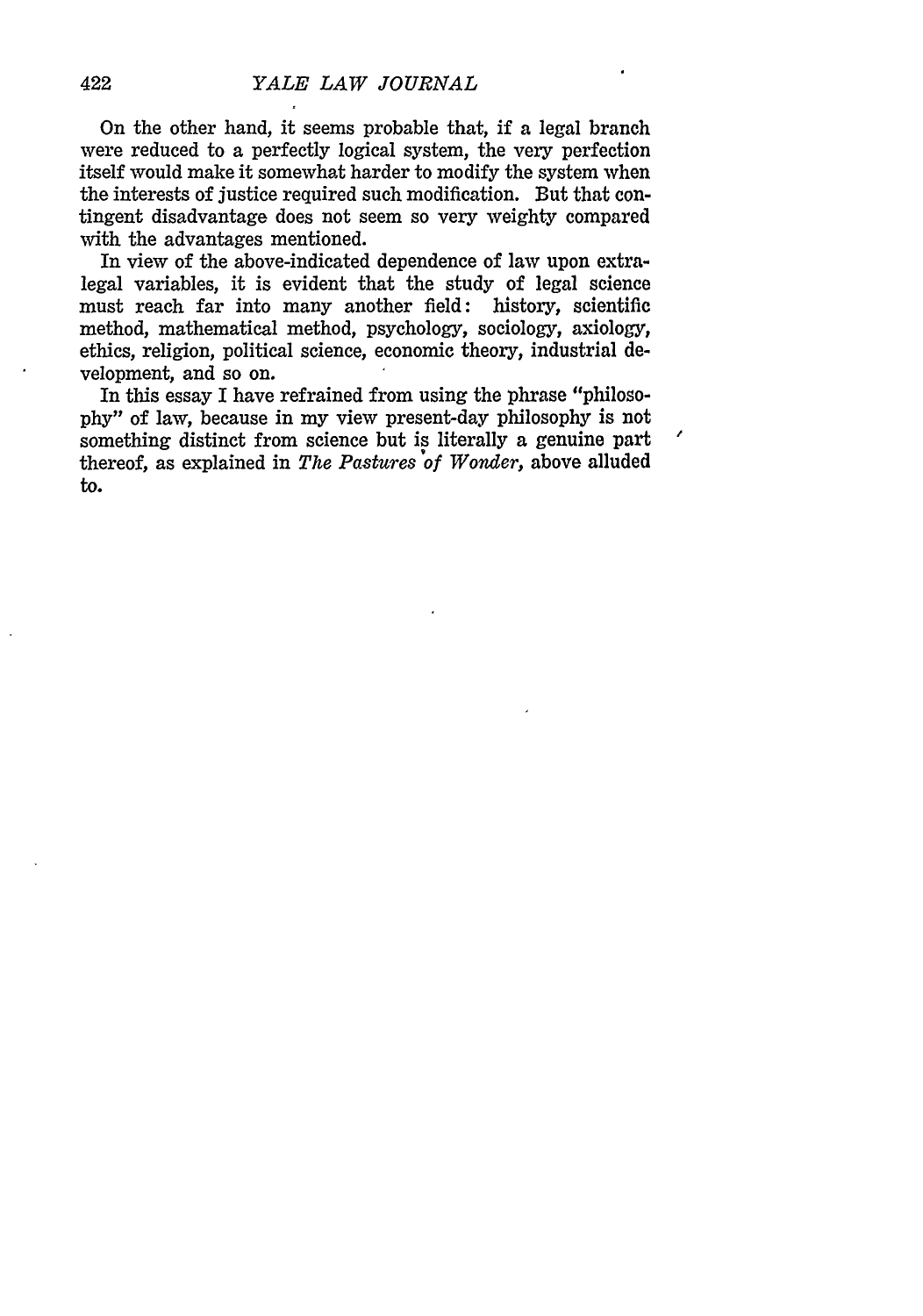On the other hand, it seems probable that, if a legal branch were reduced to a perfectly logical system, the very perfection itself would make it somewhat harder to modify the system when the interests of justice required such modification. But that contingent disadvantage does not seem so very weighty compared with the advantages mentioned.

In view of the above-indicated dependence of law upon extra-legal variables, it is evident that the study of legal science must reach far into many another field: history, scientific method, mathematical method, psychology, sociology, axiology, ethics, religion, political science, economic theory, industrial development, and so on.

In this essay I have refrained from using the phrase "philosophy" of law, because in my view present-day philosophy is not something distinct from science but is literally a genuine part thereof, as explained in *The Pastures of Wonder*, above alluded to.